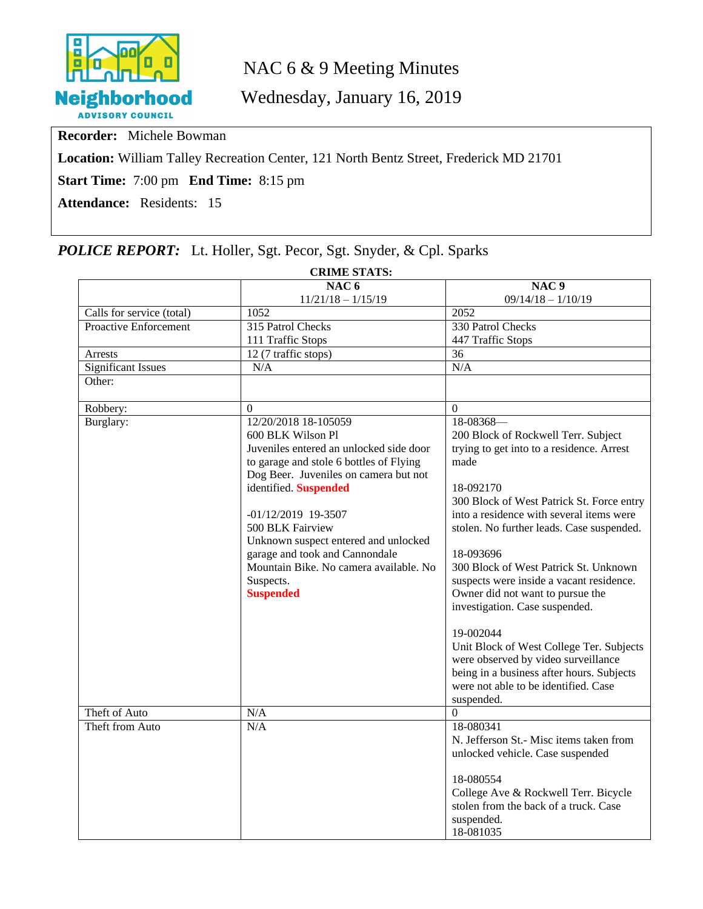# NAC 6 & 9 Meeting Minutes

## Wednesday, January 16, 2019

**Recorder:** Michele Bowman

**Location:** William Talley Recreation Center, 121 North Bentz Street, Frederick MD 21701

**Start Time:** 7:00 pm **End Time:** 8:15 pm

**Attendance:** Residents: 15

***POLICE REPORT:*** Lt. Holler, Sgt. Pecor, Sgt. Snyder, & Cpl. Sparks

**CRIME STATS:**

| | **NAC 6** 11/21/18 – 1/15/19 | **NAC 9** 09/14/18 – 1/10/19 |
|---|---|---|
| Calls for service (total) | 1052 | 2052 |
| Proactive Enforcement | 315 Patrol Checks<br>111 Traffic Stops | 330 Patrol Checks<br>447 Traffic Stops |
| Arrests | 12 (7 traffic stops) | 36 |
| Significant Issues | N/A | N/A |
| Other: | | |
| Robbery: | 0 | 0 |
| Burglary: | 12/20/2018 18-105059<br>600 BLK Wilson Pl<br>Juveniles entered an unlocked side door to garage and stole 6 bottles of Flying Dog Beer. Juveniles on camera but not identified. **Suspended**<br><br>-01/12/2019 19-3507<br>500 BLK Fairview<br>Unknown suspect entered and unlocked garage and took and Cannondale Mountain Bike. No camera available. No Suspects.<br>**Suspended** | 18-08368—<br>200 Block of Rockwell Terr. Subject trying to get into to a residence. Arrest made<br><br>18-092170<br>300 Block of West Patrick St. Force entry into a residence with several items were stolen. No further leads. Case suspended.<br><br>18-093696<br>300 Block of West Patrick St. Unknown suspects were inside a vacant residence. Owner did not want to pursue the investigation. Case suspended.<br><br>19-002044<br>Unit Block of West College Ter. Subjects were observed by video surveillance being in a business after hours. Subjects were not able to be identified. Case suspended. |
| Theft of Auto | N/A | 0 |
| Theft from Auto | N/A | 18-080341<br>N. Jefferson St.- Misc items taken from unlocked vehicle. Case suspended<br><br>18-080554<br>College Ave & Rockwell Terr. Bicycle stolen from the back of a truck. Case suspended.<br>18-081035 |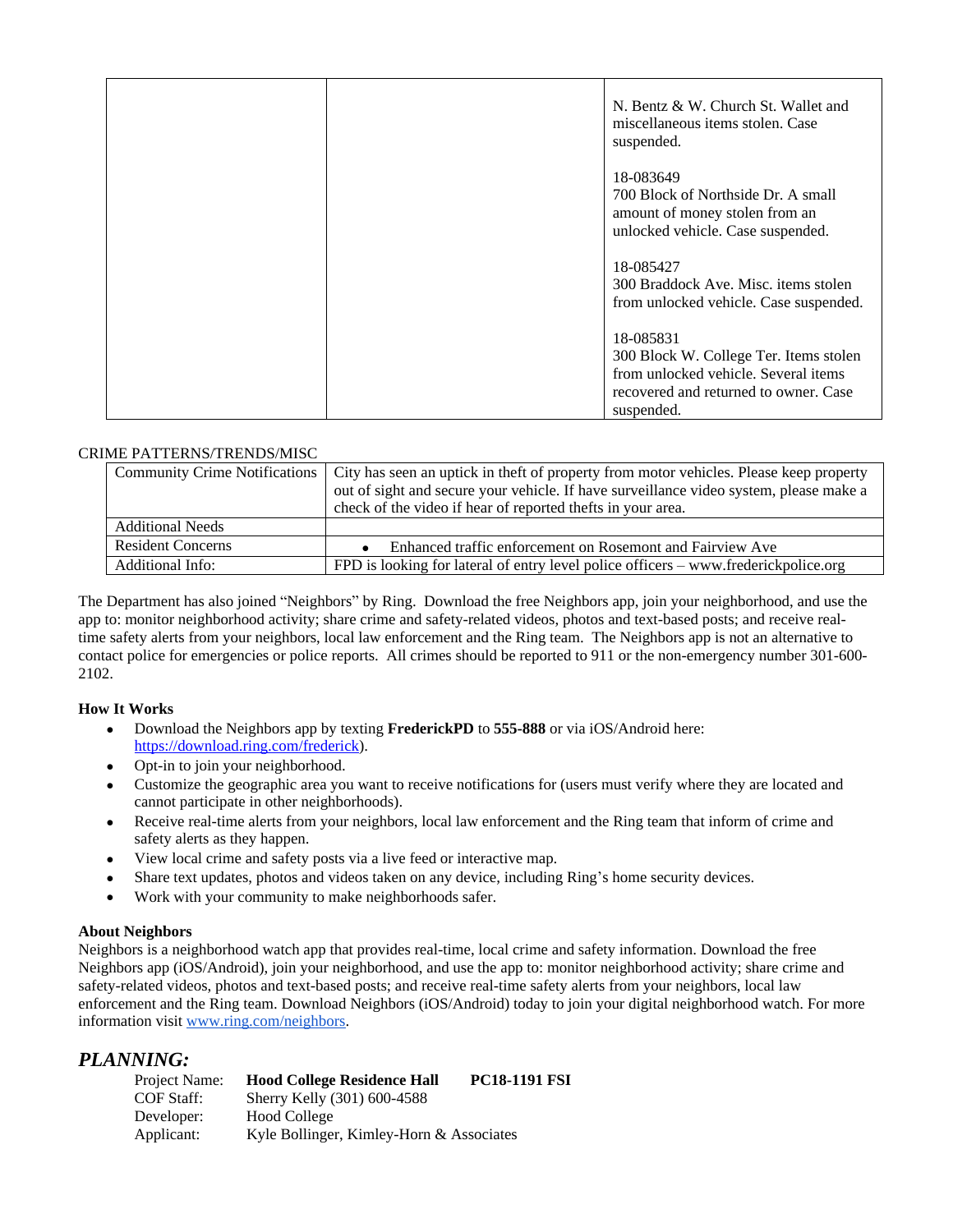| | | |
|---|---|---|
| | | N. Bentz & W. Church St. Wallet and miscellaneous items stolen. Case suspended.<br><br>18-083649<br>700 Block of Northside Dr. A small amount of money stolen from an unlocked vehicle. Case suspended.<br><br>18-085427<br>300 Braddock Ave. Misc. items stolen from unlocked vehicle. Case suspended.<br><br>18-085831<br>300 Block W. College Ter. Items stolen from unlocked vehicle. Several items recovered and returned to owner. Case suspended. |

CRIME PATTERNS/TRENDS/MISC

| | |
|---|---|
| Community Crime Notifications | City has seen an uptick in theft of property from motor vehicles. Please keep property out of sight and secure your vehicle. If have surveillance video system, please make a check of the video if hear of reported thefts in your area. |
| Additional Needs | |
| Resident Concerns | • Enhanced traffic enforcement on Rosemont and Fairview Ave |
| Additional Info: | FPD is looking for lateral of entry level police officers – www.frederickpolice.org |

The Department has also joined "Neighbors" by Ring. Download the free Neighbors app, join your neighborhood, and use the app to: monitor neighborhood activity; share crime and safety-related videos, photos and text-based posts; and receive real-time safety alerts from your neighbors, local law enforcement and the Ring team. The Neighbors app is not an alternative to contact police for emergencies or police reports. All crimes should be reported to 911 or the non-emergency number 301-600-2102.

**How It Works**

- Download the Neighbors app by texting **FrederickPD** to **555-888** or via iOS/Android here: https://download.ring.com/frederick).
- Opt-in to join your neighborhood.
- Customize the geographic area you want to receive notifications for (users must verify where they are located and cannot participate in other neighborhoods).
- Receive real-time alerts from your neighbors, local law enforcement and the Ring team that inform of crime and safety alerts as they happen.
- View local crime and safety posts via a live feed or interactive map.
- Share text updates, photos and videos taken on any device, including Ring's home security devices.
- Work with your community to make neighborhoods safer.

**About Neighbors**

Neighbors is a neighborhood watch app that provides real-time, local crime and safety information. Download the free Neighbors app (iOS/Android), join your neighborhood, and use the app to: monitor neighborhood activity; share crime and safety-related videos, photos and text-based posts; and receive real-time safety alerts from your neighbors, local law enforcement and the Ring team. Download Neighbors (iOS/Android) today to join your digital neighborhood watch. For more information visit www.ring.com/neighbors.

## *PLANNING:*

Project Name: **Hood College Residence Hall** **PC18-1191 FSI**
COF Staff: Sherry Kelly (301) 600-4588
Developer: Hood College
Applicant: Kyle Bollinger, Kimley-Horn & Associates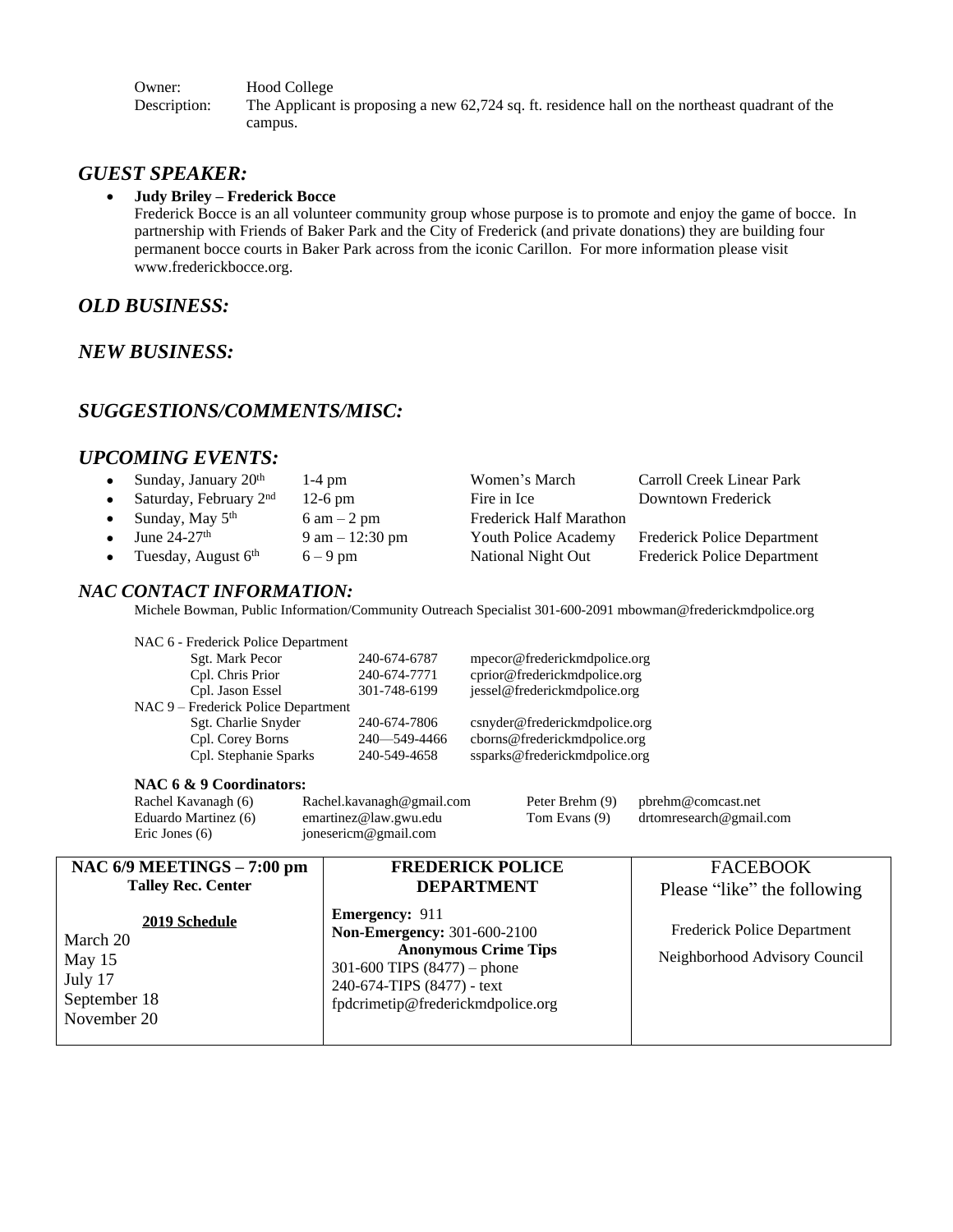Owner: Hood College
Description: The Applicant is proposing a new 62,724 sq. ft. residence hall on the northeast quadrant of the campus.

## *GUEST SPEAKER:*

- **Judy Briley – Frederick Bocce**
  Frederick Bocce is an all volunteer community group whose purpose is to promote and enjoy the game of bocce. In partnership with Friends of Baker Park and the City of Frederick (and private donations) they are building four permanent bocce courts in Baker Park across from the iconic Carillon. For more information please visit www.frederickbocce.org.

## *OLD BUSINESS:*

## *NEW BUSINESS:*

## *SUGGESTIONS/COMMENTS/MISC:*

## *UPCOMING EVENTS:*

| | | | |
|---|---|---|---|
| Sunday, January 20th | 1-4 pm | Women's March | Carroll Creek Linear Park |
| Saturday, February 2nd | 12-6 pm | Fire in Ice | Downtown Frederick |
| Sunday, May 5th | 6 am – 2 pm | Frederick Half Marathon | |
| June 24-27th | 9 am – 12:30 pm | Youth Police Academy | Frederick Police Department |
| Tuesday, August 6th | 6 – 9 pm | National Night Out | Frederick Police Department |

## *NAC CONTACT INFORMATION:*

Michele Bowman, Public Information/Community Outreach Specialist 301-600-2091 mbowman@frederickmdpolice.org

| | | |
|---|---|---|
| NAC 6 - Frederick Police Department | | |
| Sgt. Mark Pecor | 240-674-6787 | mpecor@frederickmdpolice.org |
| Cpl. Chris Prior | 240-674-7771 | cprior@frederickmdpolice.org |
| Cpl. Jason Essel | 301-748-6199 | jessel@frederickmdpolice.org |
| NAC 9 – Frederick Police Department | | |
| Sgt. Charlie Snyder | 240-674-7806 | csnyder@frederickmdpolice.org |
| Cpl. Corey Borns | 240—549-4466 | cborns@frederickmdpolice.org |
| Cpl. Stephanie Sparks | 240-549-4658 | ssparks@frederickmdpolice.org |

**NAC 6 & 9 Coordinators:**

| | | | |
|---|---|---|---|
| Rachel Kavanagh (6) | Rachel.kavanagh@gmail.com | Peter Brehm (9) | pbrehm@comcast.net |
| Eduardo Martinez (6) | emartinez@law.gwu.edu | Tom Evans (9) | drtomresearch@gmail.com |
| Eric Jones (6) | jonesericm@gmail.com | | |

| NAC 6/9 MEETINGS – 7:00 pm Talley Rec. Center | FREDERICK POLICE DEPARTMENT | FACEBOOK Please "like" the following |
|---|---|---|
| **2019 Schedule**<br>March 20<br>May 15<br>July 17<br>September 18<br>November 20 | **Emergency:** 911<br>**Non-Emergency:** 301-600-2100<br>**Anonymous Crime Tips**<br>301-600 TIPS (8477) – phone<br>240-674-TIPS (8477) - text<br>fpdcrimetip@frederickmdpolice.org | Frederick Police Department<br>Neighborhood Advisory Council |